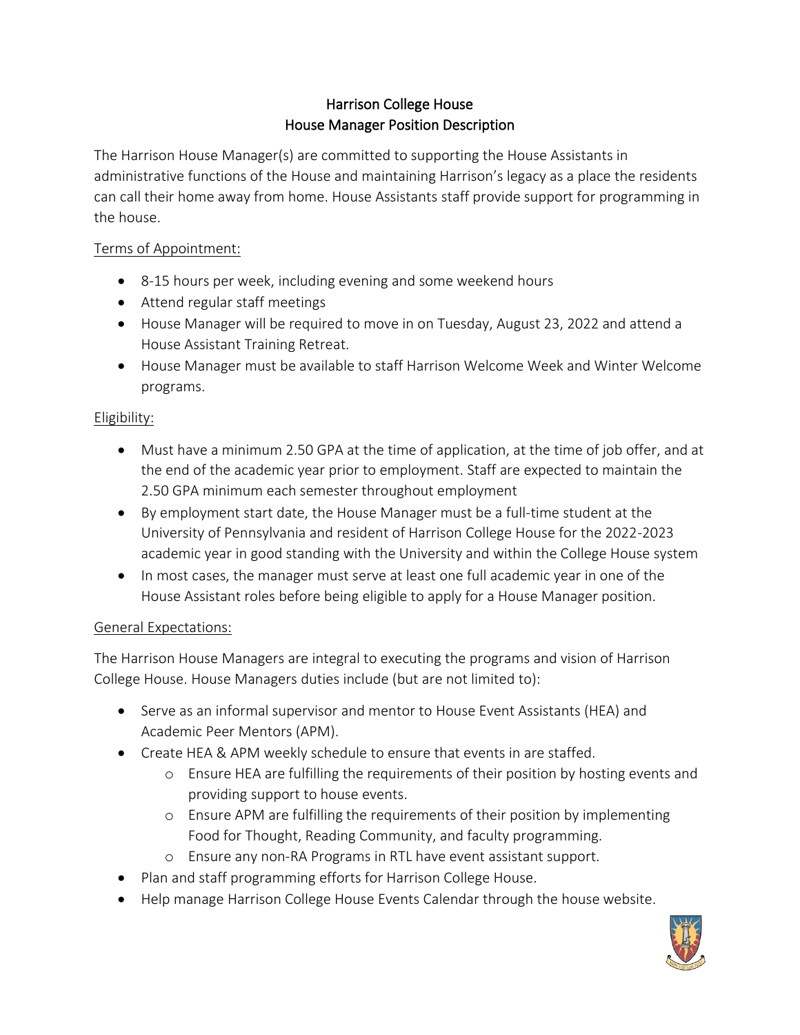# Harrison College House
## House Manager Position Description

The Harrison House Manager(s) are committed to supporting the House Assistants in administrative functions of the House and maintaining Harrison's legacy as a place the residents can call their home away from home. House Assistants staff provide support for programming in the house.

Terms of Appointment:

- 8-15 hours per week, including evening and some weekend hours
- Attend regular staff meetings
- House Manager will be required to move in on Tuesday, August 23, 2022 and attend a House Assistant Training Retreat.
- House Manager must be available to staff Harrison Welcome Week and Winter Welcome programs.

Eligibility:

- Must have a minimum 2.50 GPA at the time of application, at the time of job offer, and at the end of the academic year prior to employment. Staff are expected to maintain the 2.50 GPA minimum each semester throughout employment
- By employment start date, the House Manager must be a full-time student at the University of Pennsylvania and resident of Harrison College House for the 2022-2023 academic year in good standing with the University and within the College House system
- In most cases, the manager must serve at least one full academic year in one of the House Assistant roles before being eligible to apply for a House Manager position.

General Expectations:

The Harrison House Managers are integral to executing the programs and vision of Harrison College House. House Managers duties include (but are not limited to):

- Serve as an informal supervisor and mentor to House Event Assistants (HEA) and Academic Peer Mentors (APM).
- Create HEA & APM weekly schedule to ensure that events in are staffed.
  - Ensure HEA are fulfilling the requirements of their position by hosting events and providing support to house events.
  - Ensure APM are fulfilling the requirements of their position by implementing Food for Thought, Reading Community, and faculty programming.
  - Ensure any non-RA Programs in RTL have event assistant support.
- Plan and staff programming efforts for Harrison College House.
- Help manage Harrison College House Events Calendar through the house website.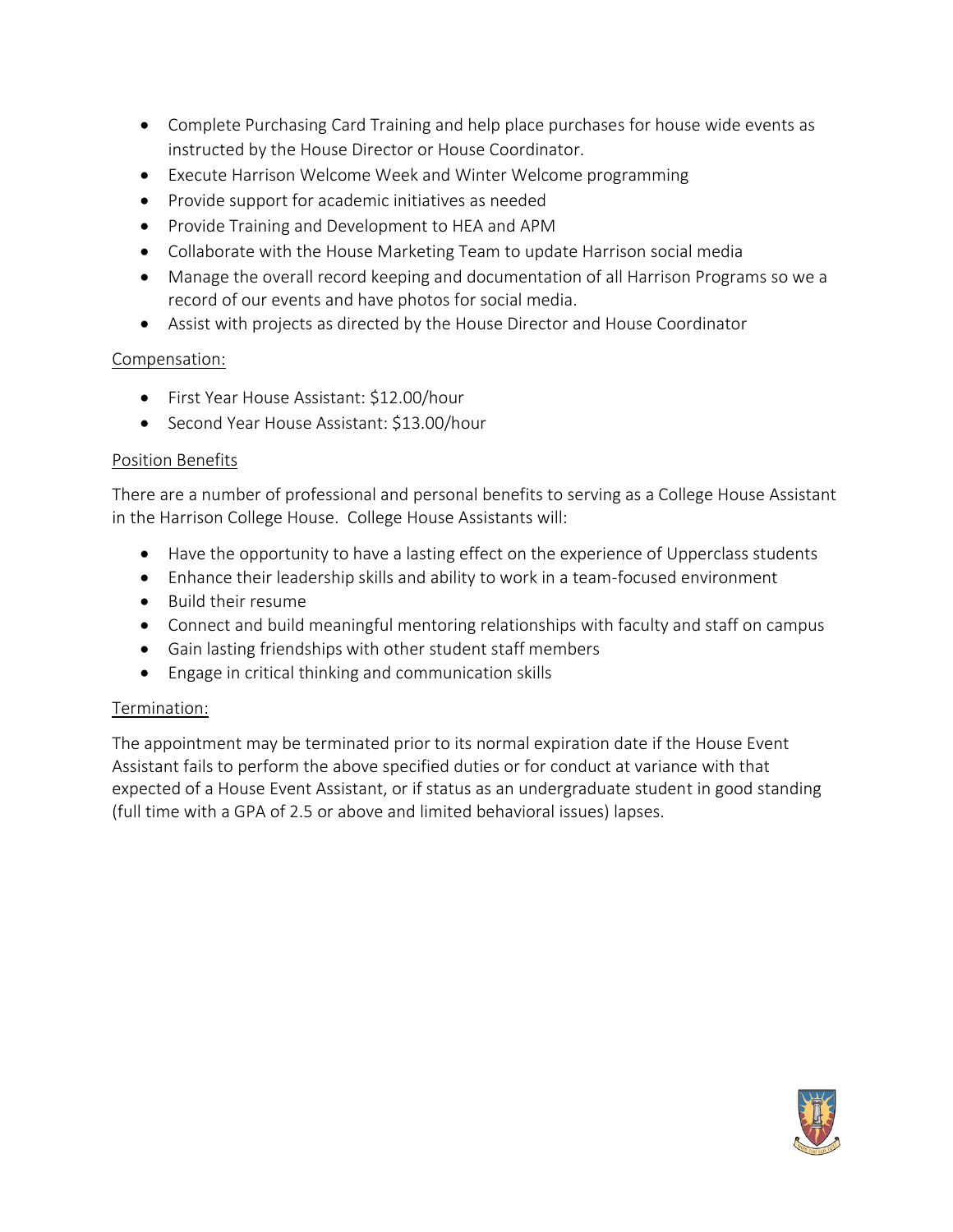- Complete Purchasing Card Training and help place purchases for house wide events as instructed by the House Director or House Coordinator.
- Execute Harrison Welcome Week and Winter Welcome programming
- Provide support for academic initiatives as needed
- Provide Training and Development to HEA and APM
- Collaborate with the House Marketing Team to update Harrison social media
- Manage the overall record keeping and documentation of all Harrison Programs so we a record of our events and have photos for social media.
- Assist with projects as directed by the House Director and House Coordinator

Compensation:

- First Year House Assistant: $12.00/hour
- Second Year House Assistant: $13.00/hour

Position Benefits

There are a number of professional and personal benefits to serving as a College House Assistant in the Harrison College House. College House Assistants will:

- Have the opportunity to have a lasting effect on the experience of Upperclass students
- Enhance their leadership skills and ability to work in a team-focused environment
- Build their resume
- Connect and build meaningful mentoring relationships with faculty and staff on campus
- Gain lasting friendships with other student staff members
- Engage in critical thinking and communication skills

Termination:

The appointment may be terminated prior to its normal expiration date if the House Event Assistant fails to perform the above specified duties or for conduct at variance with that expected of a House Event Assistant, or if status as an undergraduate student in good standing (full time with a GPA of 2.5 or above and limited behavioral issues) lapses.